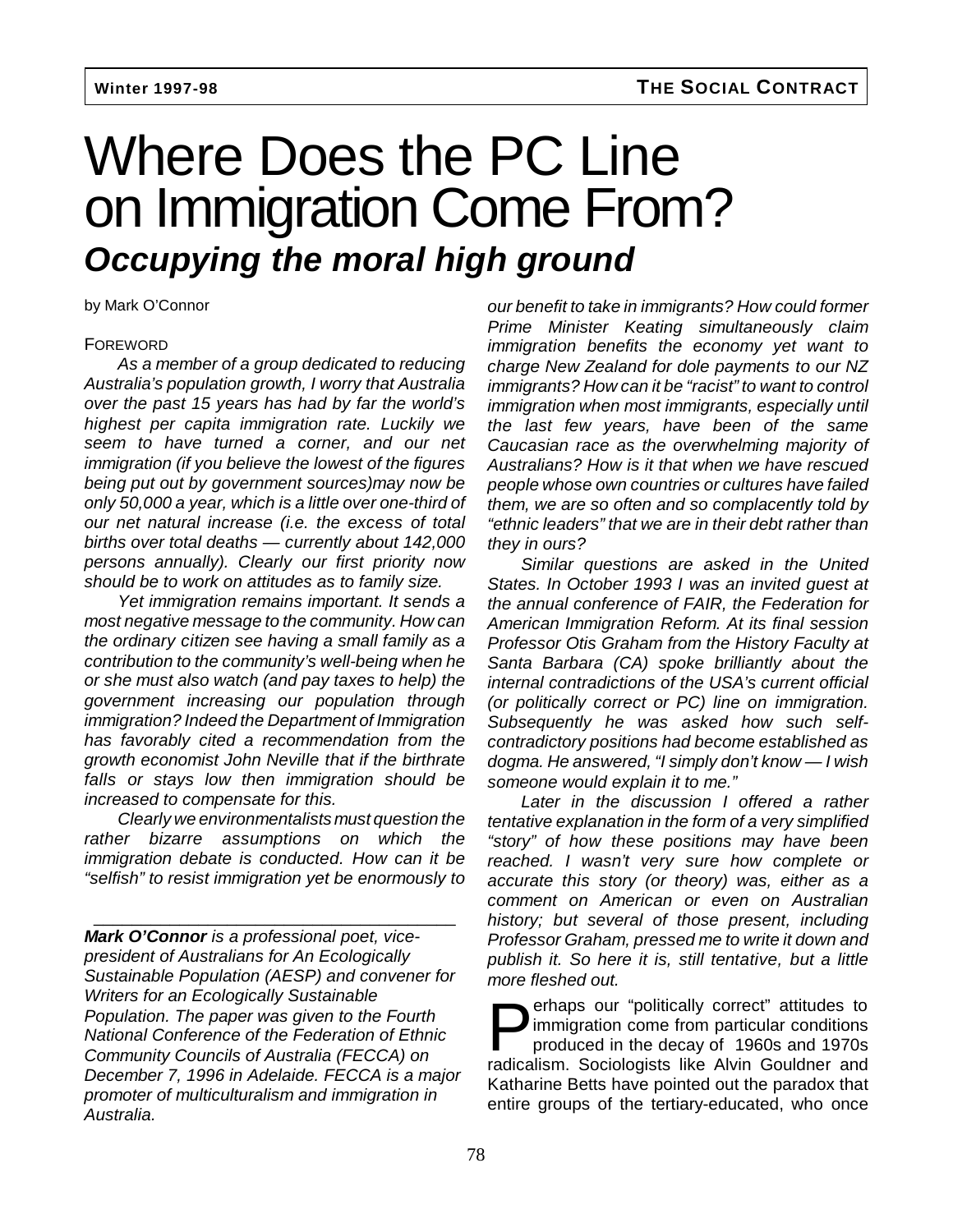# Where Does the PC Line on Immigration Come From?

## *Occupying the moral high ground*

by Mark O'Connor

FOREWORD

*As a member of a group dedicated to reducing Australia's population growth, I worry that Australia over the past 15 years has had by far the world's highest per capita immigration rate. Luckily we seem to have turned a corner, and our net immigration (if you believe the lowest of the figures being put out by government sources)may now be only 50,000 a year, which is a little over one-third of our net natural increase (i.e. the excess of total births over total deaths — currently about 142,000 persons annually). Clearly our first priority now should be to work on attitudes as to family size.*

*Yet immigration remains important. It sends a most negative message to the community. How can the ordinary citizen see having a small family as a contribution to the community's well-being when he or she must also watch (and pay taxes to help) the government increasing our population through immigration? Indeed the Department of Immigration has favorably cited a recommendation from the growth economist John Neville that if the birthrate falls or stays low then immigration should be increased to compensate for this.*

*Clearly we environmentalists must question the rather bizarre assumptions on which the immigration debate is conducted. How can it be "selfish" to resist immigration yet be enormously to our benefit to take in immigrants? How could former Prime Minister Keating simultaneously claim immigration benefits the economy yet want to charge New Zealand for dole payments to our NZ immigrants? How can it be "racist" to want to control immigration when most immigrants, especially until the last few years, have been of the same Caucasian race as the overwhelming majority of Australians? How is it that when we have rescued people whose own countries or cultures have failed them, we are so often and so complacently told by "ethnic leaders" that we are in their debt rather than they in ours?*

*Similar questions are asked in the United States. In October 1993 I was an invited guest at the annual conference of FAIR, the Federation for American Immigration Reform. At its final session Professor Otis Graham from the History Faculty at Santa Barbara (CA) spoke brilliantly about the internal contradictions of the USA's current official (or politically correct or PC) line on immigration. Subsequently he was asked how such self-contradictory positions had become established as dogma. He answered, "I simply don't know — I wish someone would explain it to me."*

*Later in the discussion I offered a rather tentative explanation in the form of a very simplified "story" of how these positions may have been reached. I wasn't very sure how complete or accurate this story (or theory) was, either as a comment on American or even on Australian history; but several of those present, including Professor Graham, pressed me to write it down and publish it. So here it is, still tentative, but a little more fleshed out.*

Perhaps our "politically correct" attitudes to immigration come from particular conditions produced in the decay of 1960s and 1970s radicalism. Sociologists like Alvin Gouldner and Katharine Betts have pointed out the paradox that entire groups of the tertiary-educated, who once

---

***Mark O'Connor** is a professional poet, vice-president of Australians for An Ecologically Sustainable Population (AESP) and convener for Writers for an Ecologically Sustainable Population. The paper was given to the Fourth National Conference of the Federation of Ethnic Community Councils of Australia (FECCA) on December 7, 1996 in Adelaide. FECCA is a major promoter of multiculturalism and immigration in Australia.*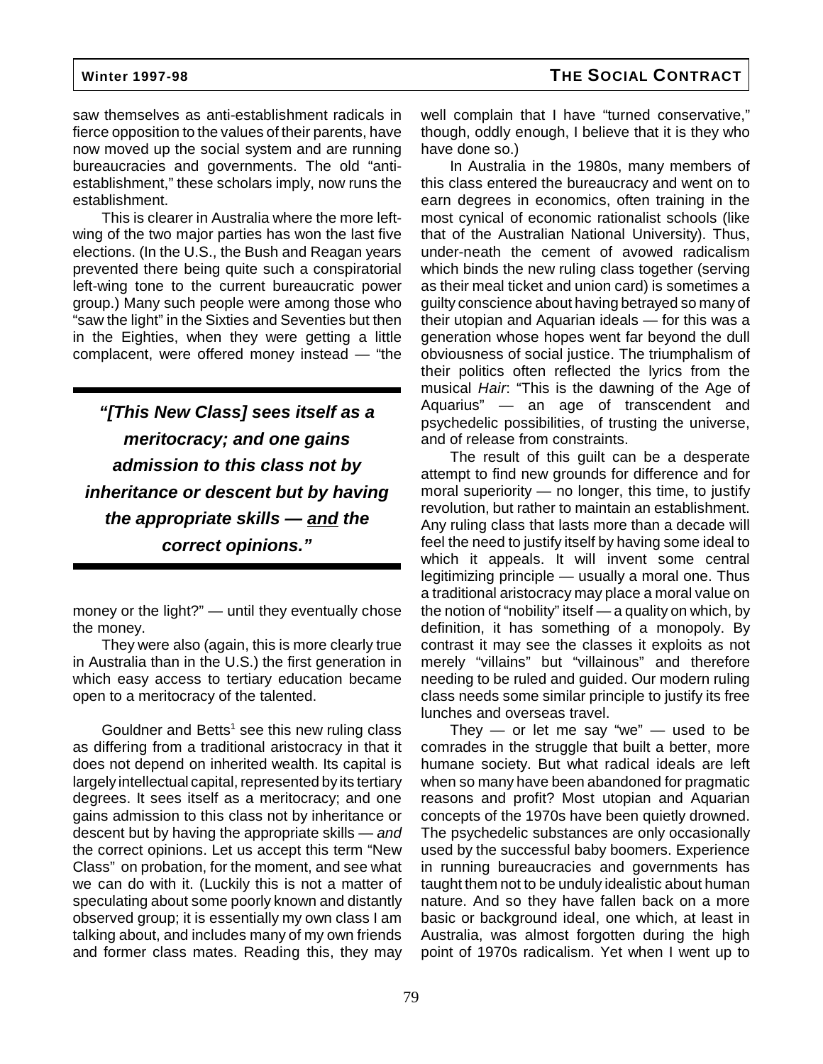saw themselves as anti-establishment radicals in fierce opposition to the values of their parents, have now moved up the social system and are running bureaucracies and governments. The old "anti-establishment," these scholars imply, now runs the establishment.

This is clearer in Australia where the more left-wing of the two major parties has won the last five elections. (In the U.S., the Bush and Reagan years prevented there being quite such a conspiratorial left-wing tone to the current bureaucratic power group.) Many such people were among those who "saw the light" in the Sixties and Seventies but then in the Eighties, when they were getting a little complacent, were offered money instead — "the money or the light?" — until they eventually chose the money.

> ***"[This New Class] sees itself as a meritocracy; and one gains admission to this class not by inheritance or descent but by having the appropriate skills — and the correct opinions."***

They were also (again, this is more clearly true in Australia than in the U.S.) the first generation in which easy access to tertiary education became open to a meritocracy of the talented.

Gouldner and Betts[1] see this new ruling class as differing from a traditional aristocracy in that it does not depend on inherited wealth. Its capital is largely intellectual capital, represented by its tertiary degrees. It sees itself as a meritocracy; and one gains admission to this class not by inheritance or descent but by having the appropriate skills — *and* the correct opinions. Let us accept this term "New Class" on probation, for the moment, and see what we can do with it. (Luckily this is not a matter of speculating about some poorly known and distantly observed group; it is essentially my own class I am talking about, and includes many of my own friends and former class mates. Reading this, they may well complain that I have "turned conservative," though, oddly enough, I believe that it is they who have done so.)

In Australia in the 1980s, many members of this class entered the bureaucracy and went on to earn degrees in economics, often training in the most cynical of economic rationalist schools (like that of the Australian National University). Thus, under-neath the cement of avowed radicalism which binds the new ruling class together (serving as their meal ticket and union card) is sometimes a guilty conscience about having betrayed so many of their utopian and Aquarian ideals — for this was a generation whose hopes went far beyond the dull obviousness of social justice. The triumphalism of their politics often reflected the lyrics from the musical *Hair*: "This is the dawning of the Age of Aquarius" — an age of transcendent and psychedelic possibilities, of trusting the universe, and of release from constraints.

The result of this guilt can be a desperate attempt to find new grounds for difference and for moral superiority — no longer, this time, to justify revolution, but rather to maintain an establishment. Any ruling class that lasts more than a decade will feel the need to justify itself by having some ideal to which it appeals. It will invent some central legitimizing principle — usually a moral one. Thus a traditional aristocracy may place a moral value on the notion of "nobility" itself — a quality on which, by definition, it has something of a monopoly. By contrast it may see the classes it exploits as not merely "villains" but "villainous" and therefore needing to be ruled and guided. Our modern ruling class needs some similar principle to justify its free lunches and overseas travel.

They — or let me say "we" — used to be comrades in the struggle that built a better, more humane society. But what radical ideals are left when so many have been abandoned for pragmatic reasons and profit? Most utopian and Aquarian concepts of the 1970s have been quietly drowned. The psychedelic substances are only occasionally used by the successful baby boomers. Experience in running bureaucracies and governments has taught them not to be unduly idealistic about human nature. And so they have fallen back on a more basic or background ideal, one which, at least in Australia, was almost forgotten during the high point of 1970s radicalism. Yet when I went up to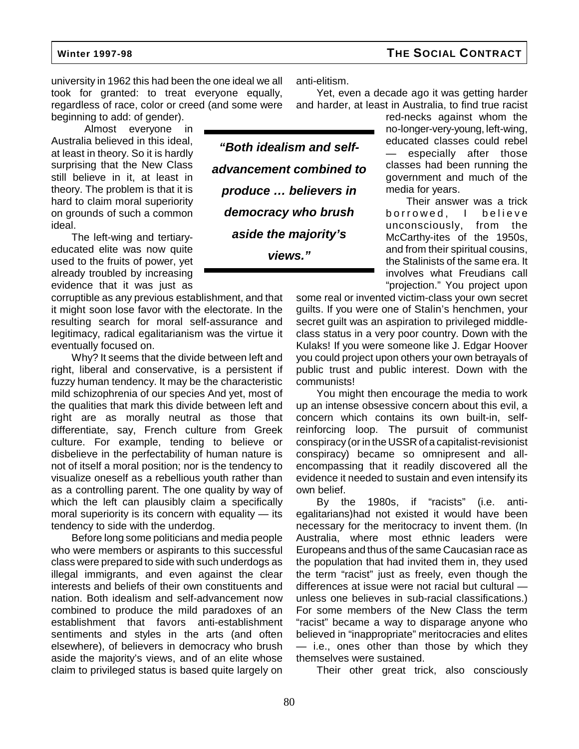university in 1962 this had been the one ideal we all took for granted: to treat everyone equally, regardless of race, color or creed (and some were beginning to add: of gender).

Almost everyone in Australia believed in this ideal, at least in theory. So it is hardly surprising that the New Class still believe in it, at least in theory. The problem is that it is hard to claim moral superiority on grounds of such a common ideal.

The left-wing and tertiary-educated elite was now quite used to the fruits of power, yet already troubled by increasing evidence that it was just as corruptible as any previous establishment, and that it might soon lose favor with the electorate. In the resulting search for moral self-assurance and legitimacy, radical egalitarianism was the virtue it eventually focused on.

> ***"Both idealism and self-advancement combined to produce … believers in democracy who brush aside the majority's views."***

Why? It seems that the divide between left and right, liberal and conservative, is a persistent if fuzzy human tendency. It may be the characteristic mild schizophrenia of our species And yet, most of the qualities that mark this divide between left and right are as morally neutral as those that differentiate, say, French culture from Greek culture. For example, tending to believe or disbelieve in the perfectability of human nature is not of itself a moral position; nor is the tendency to visualize oneself as a rebellious youth rather than as a controlling parent. The one quality by way of which the left can plausibly claim a specifically moral superiority is its concern with equality — its tendency to side with the underdog.

Before long some politicians and media people who were members or aspirants to this successful class were prepared to side with such underdogs as illegal immigrants, and even against the clear interests and beliefs of their own constituents and nation. Both idealism and self-advancement now combined to produce the mild paradoxes of an establishment that favors anti-establishment sentiments and styles in the arts (and often elsewhere), of believers in democracy who brush aside the majority's views, and of an elite whose claim to privileged status is based quite largely on anti-elitism.

Yet, even a decade ago it was getting harder and harder, at least in Australia, to find true racist red-necks against whom the no-longer-very-young, left-wing, educated classes could rebel — especially after those classes had been running the government and much of the media for years.

Their answer was a trick borrowed, I believe unconsciously, from the McCarthy-ites of the 1950s, and from their spiritual cousins, the Stalinists of the same era. It involves what Freudians call "projection." You project upon some real or invented victim-class your own secret guilts. If you were one of Stalin's henchmen, your secret guilt was an aspiration to privileged middle-class status in a very poor country. Down with the Kulaks! If you were someone like J. Edgar Hoover you could project upon others your own betrayals of public trust and public interest. Down with the communists!

You might then encourage the media to work up an intense obsessive concern about this evil, a concern which contains its own built-in, self-reinforcing loop. The pursuit of communist conspiracy (or in the USSR of a capitalist-revisionist conspiracy) became so omnipresent and all-encompassing that it readily discovered all the evidence it needed to sustain and even intensify its own belief.

By the 1980s, if "racists" (i.e. anti-egalitarians)had not existed it would have been necessary for the meritocracy to invent them. (In Australia, where most ethnic leaders were Europeans and thus of the same Caucasian race as the population that had invited them in, they used the term "racist" just as freely, even though the differences at issue were not racial but cultural — unless one believes in sub-racial classifications.) For some members of the New Class the term "racist" became a way to disparage anyone who believed in "inappropriate" meritocracies and elites — i.e., ones other than those by which they themselves were sustained.

Their other great trick, also consciously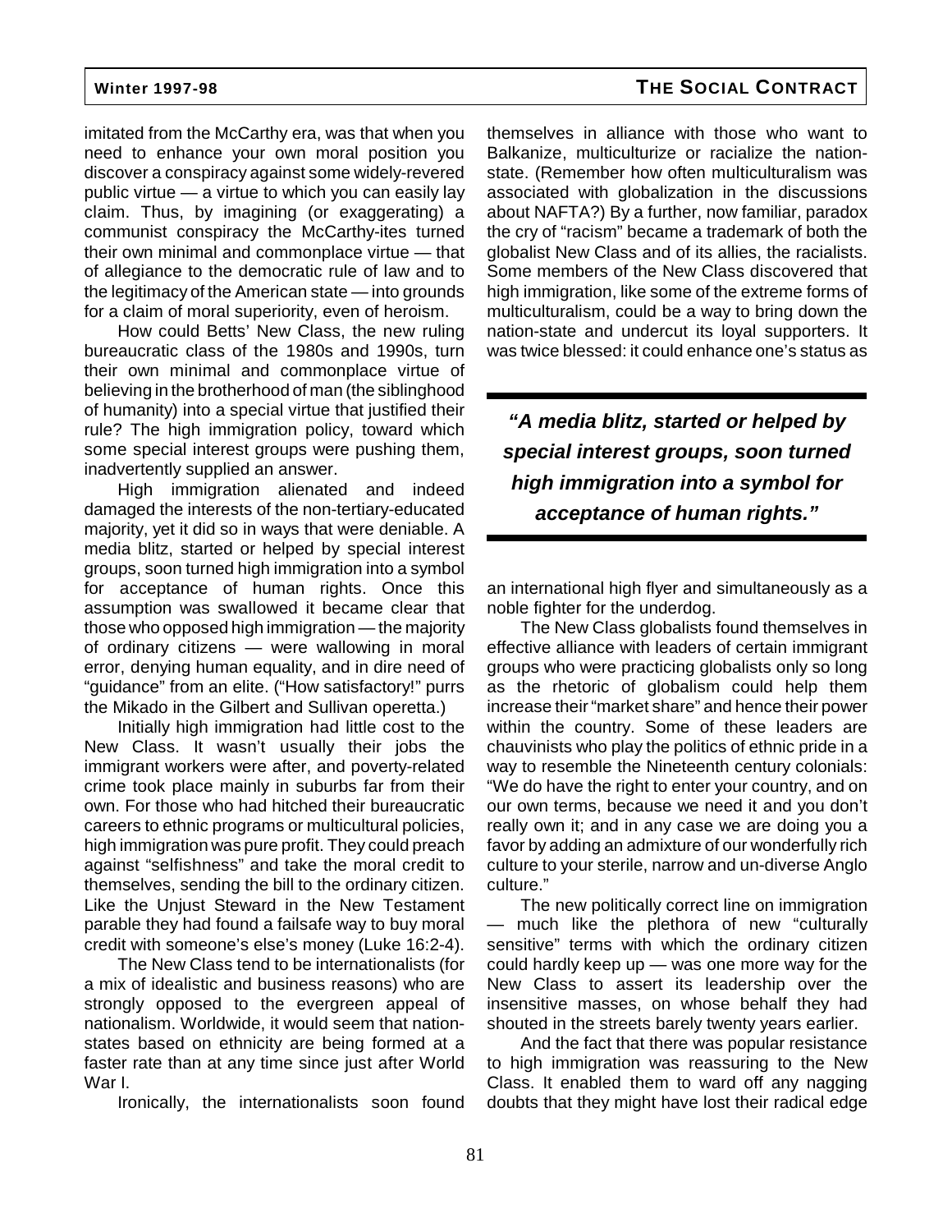imitated from the McCarthy era, was that when you need to enhance your own moral position you discover a conspiracy against some widely-revered public virtue — a virtue to which you can easily lay claim. Thus, by imagining (or exaggerating) a communist conspiracy the McCarthy-ites turned their own minimal and commonplace virtue — that of allegiance to the democratic rule of law and to the legitimacy of the American state — into grounds for a claim of moral superiority, even of heroism.

How could Betts' New Class, the new ruling bureaucratic class of the 1980s and 1990s, turn their own minimal and commonplace virtue of believing in the brotherhood of man (the siblinghood of humanity) into a special virtue that justified their rule? The high immigration policy, toward which some special interest groups were pushing them, inadvertently supplied an answer.

High immigration alienated and indeed damaged the interests of the non-tertiary-educated majority, yet it did so in ways that were deniable. A media blitz, started or helped by special interest groups, soon turned high immigration into a symbol for acceptance of human rights. Once this assumption was swallowed it became clear that those who opposed high immigration — the majority of ordinary citizens — were wallowing in moral error, denying human equality, and in dire need of "guidance" from an elite. ("How satisfactory!" purrs the Mikado in the Gilbert and Sullivan operetta.)

Initially high immigration had little cost to the New Class. It wasn't usually their jobs the immigrant workers were after, and poverty-related crime took place mainly in suburbs far from their own. For those who had hitched their bureaucratic careers to ethnic programs or multicultural policies, high immigration was pure profit. They could preach against "selfishness" and take the moral credit to themselves, sending the bill to the ordinary citizen. Like the Unjust Steward in the New Testament parable they had found a failsafe way to buy moral credit with someone's else's money (Luke 16:2-4).

The New Class tend to be internationalists (for a mix of idealistic and business reasons) who are strongly opposed to the evergreen appeal of nationalism. Worldwide, it would seem that nation-states based on ethnicity are being formed at a faster rate than at any time since just after World War I.

Ironically, the internationalists soon found themselves in alliance with those who want to Balkanize, multiculturize or racialize the nation-state. (Remember how often multiculturalism was associated with globalization in the discussions about NAFTA?) By a further, now familiar, paradox the cry of "racism" became a trademark of both the globalist New Class and of its allies, the racialists. Some members of the New Class discovered that high immigration, like some of the extreme forms of multiculturalism, could be a way to bring down the nation-state and undercut its loyal supporters. It was twice blessed: it could enhance one's status as an international high flyer and simultaneously as a noble fighter for the underdog.

> ***"A media blitz, started or helped by special interest groups, soon turned high immigration into a symbol for acceptance of human rights."***

The New Class globalists found themselves in effective alliance with leaders of certain immigrant groups who were practicing globalists only so long as the rhetoric of globalism could help them increase their "market share" and hence their power within the country. Some of these leaders are chauvinists who play the politics of ethnic pride in a way to resemble the Nineteenth century colonials: "We do have the right to enter your country, and on our own terms, because we need it and you don't really own it; and in any case we are doing you a favor by adding an admixture of our wonderfully rich culture to your sterile, narrow and un-diverse Anglo culture."

The new politically correct line on immigration — much like the plethora of new "culturally sensitive" terms with which the ordinary citizen could hardly keep up — was one more way for the New Class to assert its leadership over the insensitive masses, on whose behalf they had shouted in the streets barely twenty years earlier.

And the fact that there was popular resistance to high immigration was reassuring to the New Class. It enabled them to ward off any nagging doubts that they might have lost their radical edge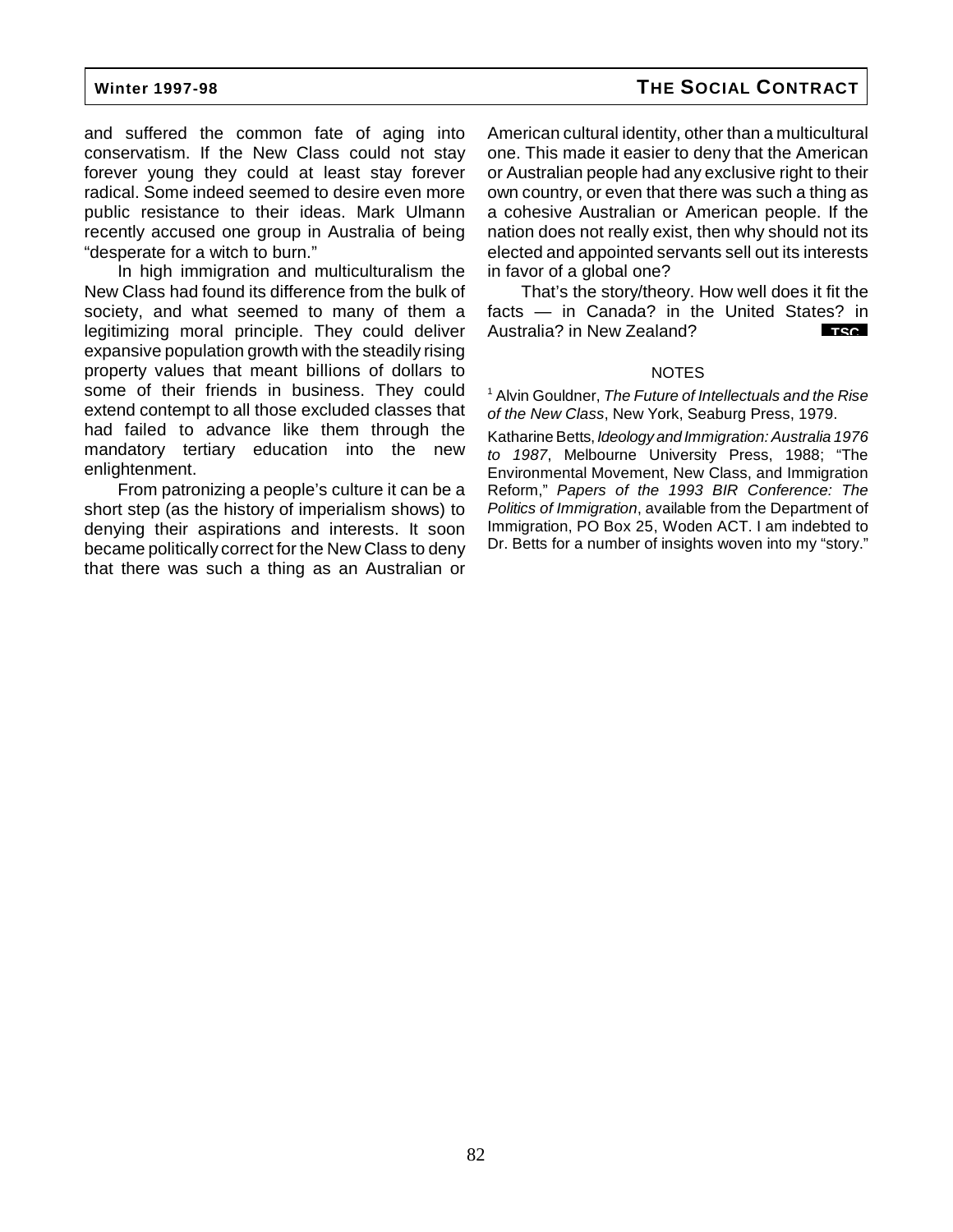and suffered the common fate of aging into conservatism. If the New Class could not stay forever young they could at least stay forever radical. Some indeed seemed to desire even more public resistance to their ideas. Mark Ulmann recently accused one group in Australia of being "desperate for a witch to burn."

In high immigration and multiculturalism the New Class had found its difference from the bulk of society, and what seemed to many of them a legitimizing moral principle. They could deliver expansive population growth with the steadily rising property values that meant billions of dollars to some of their friends in business. They could extend contempt to all those excluded classes that had failed to advance like them through the mandatory tertiary education into the new enlightenment.

From patronizing a people's culture it can be a short step (as the history of imperialism shows) to denying their aspirations and interests. It soon became politically correct for the New Class to deny that there was such a thing as an Australian or American cultural identity, other than a multicultural one. This made it easier to deny that the American or Australian people had any exclusive right to their own country, or even that there was such a thing as a cohesive Australian or American people. If the nation does not really exist, then why should not its elected and appointed servants sell out its interests in favor of a global one?

That's the story/theory. How well does it fit the facts — in Canada? in the United States? in Australia? in New Zealand? **TSC**

NOTES

[1] Alvin Gouldner, *The Future of Intellectuals and the Rise of the New Class*, New York, Seaburg Press, 1979.

Katharine Betts, *Ideology and Immigration: Australia 1976 to 1987*, Melbourne University Press, 1988; "The Environmental Movement, New Class, and Immigration Reform," *Papers of the 1993 BIR Conference: The Politics of Immigration*, available from the Department of Immigration, PO Box 25, Woden ACT. I am indebted to Dr. Betts for a number of insights woven into my "story."